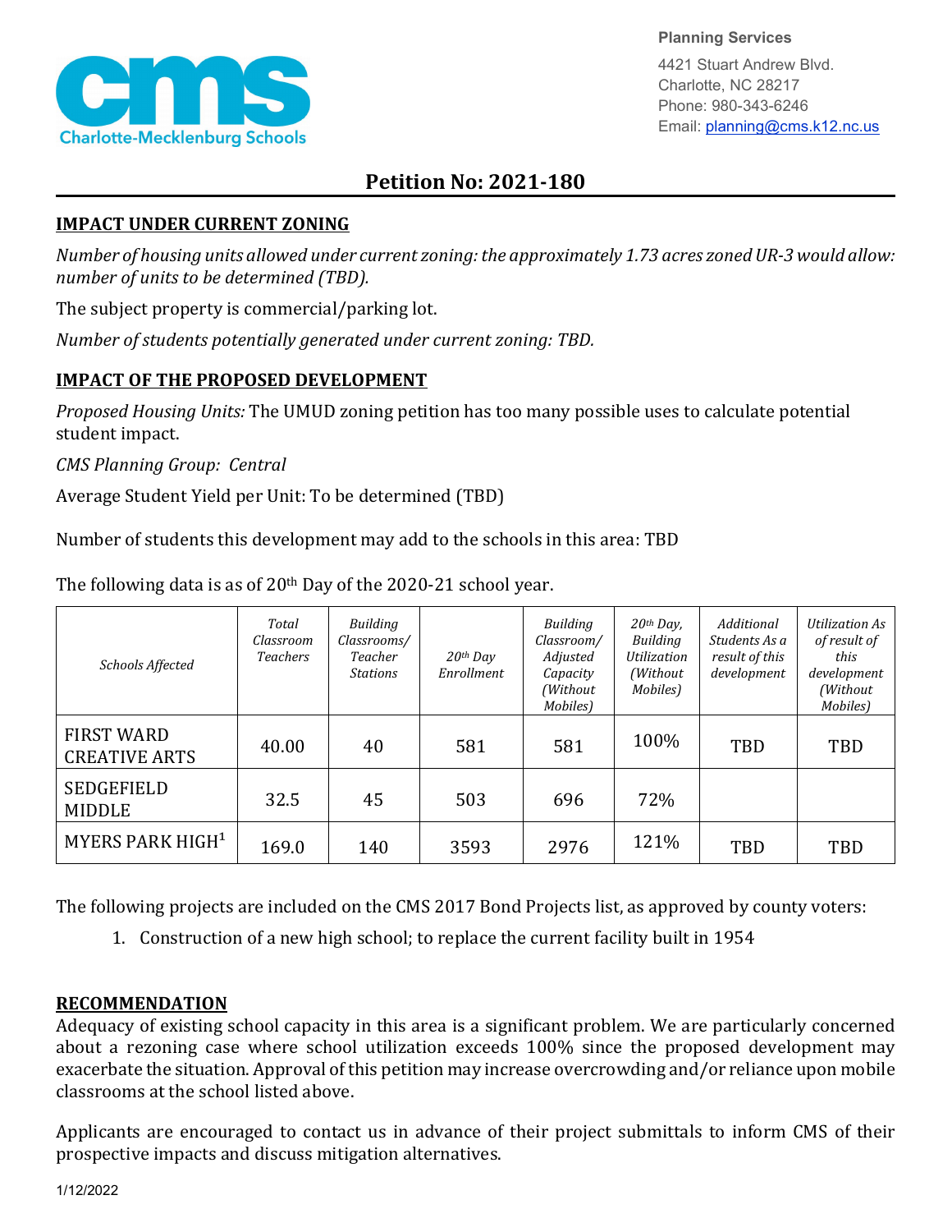Planning Services

4421 Stuart Andrew Blvd.
Charlotte, NC 28217
Phone: 980-343-6246
Email: planning@cms.k12.nc.us

# Petition No: 2021-180

## IMPACT UNDER CURRENT ZONING

*Number of housing units allowed under current zoning: the approximately 1.73 acres zoned UR-3 would allow: number of units to be determined (TBD).*

The subject property is commercial/parking lot.

*Number of students potentially generated under current zoning: TBD.*

## IMPACT OF THE PROPOSED DEVELOPMENT

*Proposed Housing Units:* The UMUD zoning petition has too many possible uses to calculate potential student impact.

*CMS Planning Group: Central*

Average Student Yield per Unit: To be determined (TBD)

Number of students this development may add to the schools in this area: TBD

The following data is as of 20th Day of the 2020-21 school year.

| *Schools Affected* | *Total Classroom Teachers* | *Building Classrooms/ Teacher Stations* | *20th Day Enrollment* | *Building Classroom/ Adjusted Capacity (Without Mobiles)* | *20th Day, Building Utilization (Without Mobiles)* | *Additional Students As a result of this development* | *Utilization As of result of this development (Without Mobiles)* |
|---|---|---|---|---|---|---|---|
| FIRST WARD CREATIVE ARTS | 40.00 | 40 | 581 | 581 | 100% | TBD | TBD |
| SEDGEFIELD MIDDLE | 32.5 | 45 | 503 | 696 | 72% | | |
| MYERS PARK HIGH[1] | 169.0 | 140 | 3593 | 2976 | 121% | TBD | TBD |

The following projects are included on the CMS 2017 Bond Projects list, as approved by county voters:

1. Construction of a new high school; to replace the current facility built in 1954

## RECOMMENDATION

Adequacy of existing school capacity in this area is a significant problem. We are particularly concerned about a rezoning case where school utilization exceeds 100% since the proposed development may exacerbate the situation. Approval of this petition may increase overcrowding and/or reliance upon mobile classrooms at the school listed above.

Applicants are encouraged to contact us in advance of their project submittals to inform CMS of their prospective impacts and discuss mitigation alternatives.

1/12/2022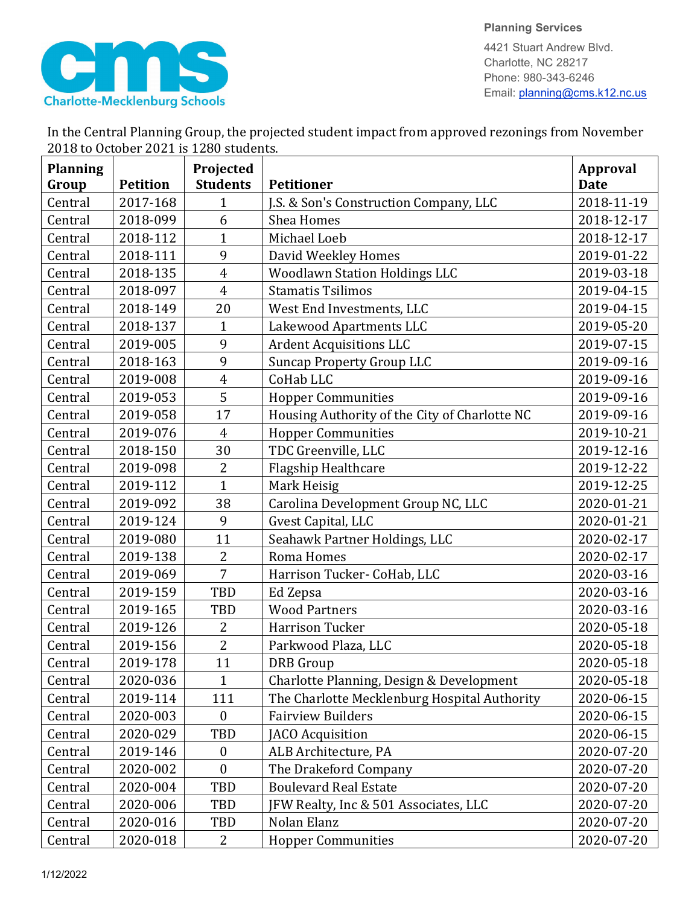**Planning Services**

4421 Stuart Andrew Blvd.
Charlotte, NC 28217
Phone: 980-343-6246
Email: planning@cms.k12.nc.us

In the Central Planning Group, the projected student impact from approved rezonings from November 2018 to October 2021 is 1280 students.

| Planning Group | Petition | Projected Students | Petitioner | Approval Date |
|---|---|---|---|---|
| Central | 2017-168 | 1 | J.S. & Son's Construction Company, LLC | 2018-11-19 |
| Central | 2018-099 | 6 | Shea Homes | 2018-12-17 |
| Central | 2018-112 | 1 | Michael Loeb | 2018-12-17 |
| Central | 2018-111 | 9 | David Weekley Homes | 2019-01-22 |
| Central | 2018-135 | 4 | Woodlawn Station Holdings LLC | 2019-03-18 |
| Central | 2018-097 | 4 | Stamatis Tsilimos | 2019-04-15 |
| Central | 2018-149 | 20 | West End Investments, LLC | 2019-04-15 |
| Central | 2018-137 | 1 | Lakewood Apartments LLC | 2019-05-20 |
| Central | 2019-005 | 9 | Ardent Acquisitions LLC | 2019-07-15 |
| Central | 2018-163 | 9 | Suncap Property Group LLC | 2019-09-16 |
| Central | 2019-008 | 4 | CoHab LLC | 2019-09-16 |
| Central | 2019-053 | 5 | Hopper Communities | 2019-09-16 |
| Central | 2019-058 | 17 | Housing Authority of the City of Charlotte NC | 2019-09-16 |
| Central | 2019-076 | 4 | Hopper Communities | 2019-10-21 |
| Central | 2018-150 | 30 | TDC Greenville, LLC | 2019-12-16 |
| Central | 2019-098 | 2 | Flagship Healthcare | 2019-12-22 |
| Central | 2019-112 | 1 | Mark Heisig | 2019-12-25 |
| Central | 2019-092 | 38 | Carolina Development Group NC, LLC | 2020-01-21 |
| Central | 2019-124 | 9 | Gvest Capital, LLC | 2020-01-21 |
| Central | 2019-080 | 11 | Seahawk Partner Holdings, LLC | 2020-02-17 |
| Central | 2019-138 | 2 | Roma Homes | 2020-02-17 |
| Central | 2019-069 | 7 | Harrison Tucker- CoHab, LLC | 2020-03-16 |
| Central | 2019-159 | TBD | Ed Zepsa | 2020-03-16 |
| Central | 2019-165 | TBD | Wood Partners | 2020-03-16 |
| Central | 2019-126 | 2 | Harrison Tucker | 2020-05-18 |
| Central | 2019-156 | 2 | Parkwood Plaza, LLC | 2020-05-18 |
| Central | 2019-178 | 11 | DRB Group | 2020-05-18 |
| Central | 2020-036 | 1 | Charlotte Planning, Design & Development | 2020-05-18 |
| Central | 2019-114 | 111 | The Charlotte Mecklenburg Hospital Authority | 2020-06-15 |
| Central | 2020-003 | 0 | Fairview Builders | 2020-06-15 |
| Central | 2020-029 | TBD | JACO Acquisition | 2020-06-15 |
| Central | 2019-146 | 0 | ALB Architecture, PA | 2020-07-20 |
| Central | 2020-002 | 0 | The Drakeford Company | 2020-07-20 |
| Central | 2020-004 | TBD | Boulevard Real Estate | 2020-07-20 |
| Central | 2020-006 | TBD | JFW Realty, Inc & 501 Associates, LLC | 2020-07-20 |
| Central | 2020-016 | TBD | Nolan Elanz | 2020-07-20 |
| Central | 2020-018 | 2 | Hopper Communities | 2020-07-20 |

1/12/2022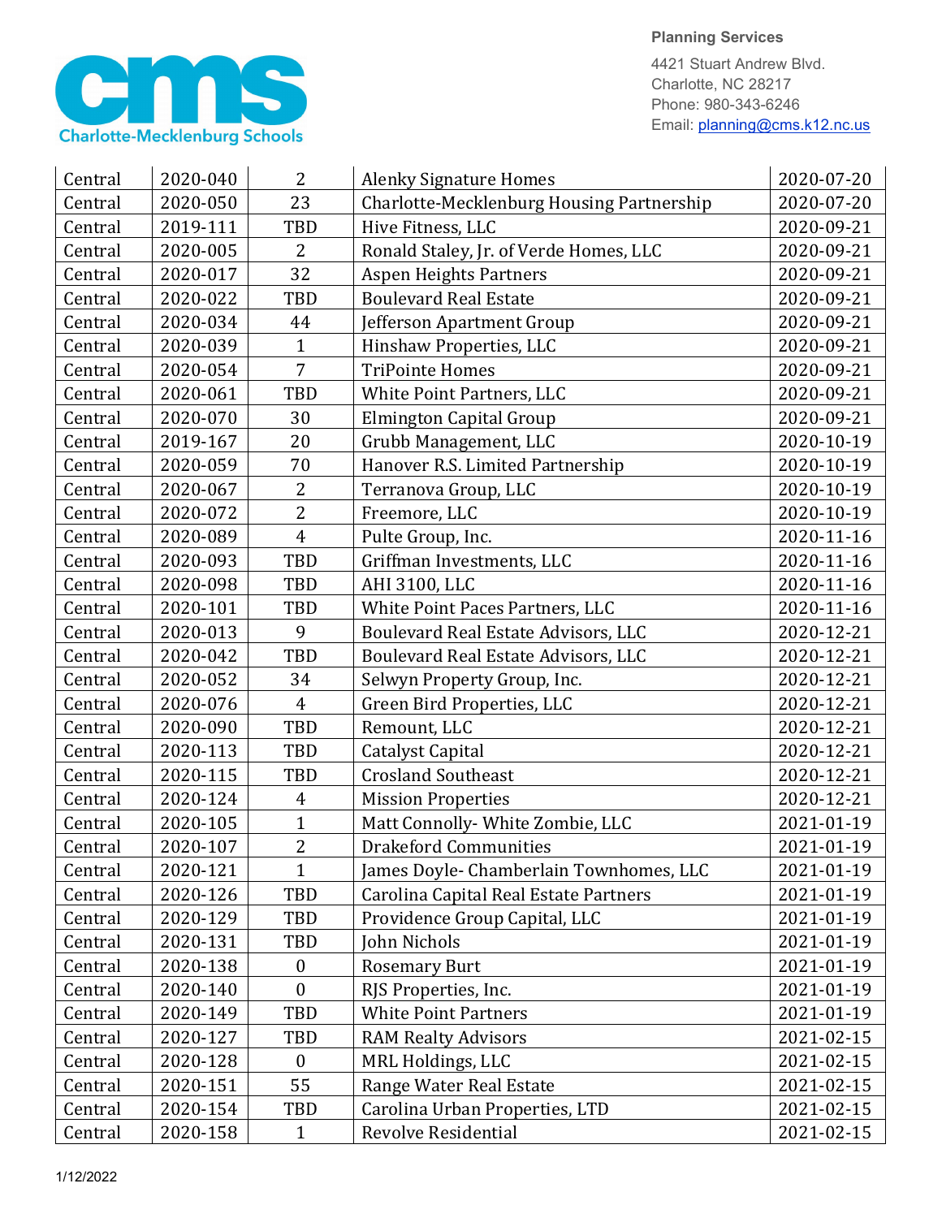Planning Services

4421 Stuart Andrew Blvd.
Charlotte, NC 28217
Phone: 980-343-6246
Email: planning@cms.k12.nc.us

| | | | | |
|---|---|---|---|---|
| Central | 2020-040 | 2 | Alenky Signature Homes | 2020-07-20 |
| Central | 2020-050 | 23 | Charlotte-Mecklenburg Housing Partnership | 2020-07-20 |
| Central | 2019-111 | TBD | Hive Fitness, LLC | 2020-09-21 |
| Central | 2020-005 | 2 | Ronald Staley, Jr. of Verde Homes, LLC | 2020-09-21 |
| Central | 2020-017 | 32 | Aspen Heights Partners | 2020-09-21 |
| Central | 2020-022 | TBD | Boulevard Real Estate | 2020-09-21 |
| Central | 2020-034 | 44 | Jefferson Apartment Group | 2020-09-21 |
| Central | 2020-039 | 1 | Hinshaw Properties, LLC | 2020-09-21 |
| Central | 2020-054 | 7 | TriPointe Homes | 2020-09-21 |
| Central | 2020-061 | TBD | White Point Partners, LLC | 2020-09-21 |
| Central | 2020-070 | 30 | Elmington Capital Group | 2020-09-21 |
| Central | 2019-167 | 20 | Grubb Management, LLC | 2020-10-19 |
| Central | 2020-059 | 70 | Hanover R.S. Limited Partnership | 2020-10-19 |
| Central | 2020-067 | 2 | Terranova Group, LLC | 2020-10-19 |
| Central | 2020-072 | 2 | Freemore, LLC | 2020-10-19 |
| Central | 2020-089 | 4 | Pulte Group, Inc. | 2020-11-16 |
| Central | 2020-093 | TBD | Griffman Investments, LLC | 2020-11-16 |
| Central | 2020-098 | TBD | AHI 3100, LLC | 2020-11-16 |
| Central | 2020-101 | TBD | White Point Paces Partners, LLC | 2020-11-16 |
| Central | 2020-013 | 9 | Boulevard Real Estate Advisors, LLC | 2020-12-21 |
| Central | 2020-042 | TBD | Boulevard Real Estate Advisors, LLC | 2020-12-21 |
| Central | 2020-052 | 34 | Selwyn Property Group, Inc. | 2020-12-21 |
| Central | 2020-076 | 4 | Green Bird Properties, LLC | 2020-12-21 |
| Central | 2020-090 | TBD | Remount, LLC | 2020-12-21 |
| Central | 2020-113 | TBD | Catalyst Capital | 2020-12-21 |
| Central | 2020-115 | TBD | Crosland Southeast | 2020-12-21 |
| Central | 2020-124 | 4 | Mission Properties | 2020-12-21 |
| Central | 2020-105 | 1 | Matt Connolly- White Zombie, LLC | 2021-01-19 |
| Central | 2020-107 | 2 | Drakeford Communities | 2021-01-19 |
| Central | 2020-121 | 1 | James Doyle- Chamberlain Townhomes, LLC | 2021-01-19 |
| Central | 2020-126 | TBD | Carolina Capital Real Estate Partners | 2021-01-19 |
| Central | 2020-129 | TBD | Providence Group Capital, LLC | 2021-01-19 |
| Central | 2020-131 | TBD | John Nichols | 2021-01-19 |
| Central | 2020-138 | 0 | Rosemary Burt | 2021-01-19 |
| Central | 2020-140 | 0 | RJS Properties, Inc. | 2021-01-19 |
| Central | 2020-149 | TBD | White Point Partners | 2021-01-19 |
| Central | 2020-127 | TBD | RAM Realty Advisors | 2021-02-15 |
| Central | 2020-128 | 0 | MRL Holdings, LLC | 2021-02-15 |
| Central | 2020-151 | 55 | Range Water Real Estate | 2021-02-15 |
| Central | 2020-154 | TBD | Carolina Urban Properties, LTD | 2021-02-15 |
| Central | 2020-158 | 1 | Revolve Residential | 2021-02-15 |

1/12/2022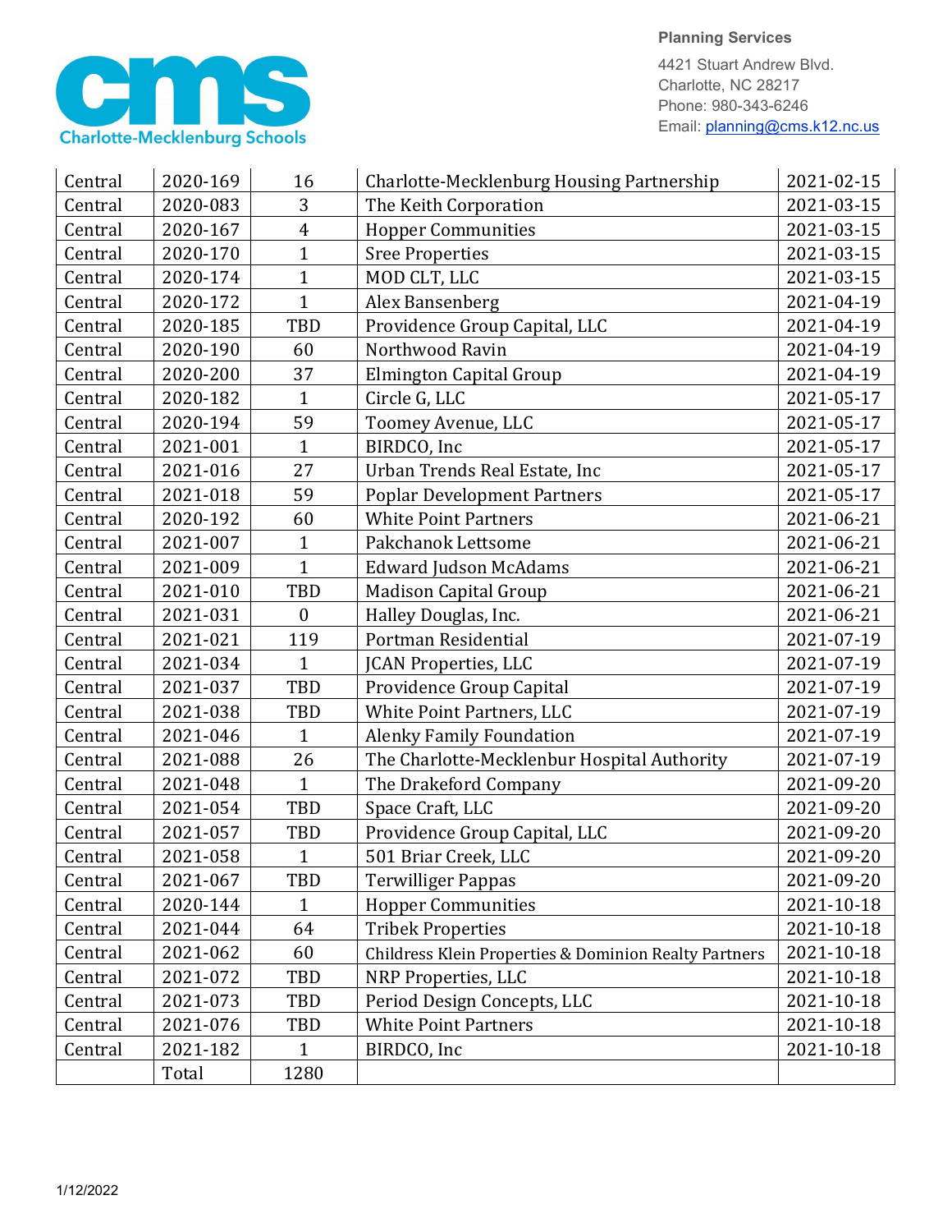**Planning Services**

4421 Stuart Andrew Blvd.
Charlotte, NC 28217
Phone: 980-343-6246
Email: planning@cms.k12.nc.us

| | | | | |
|---|---|---|---|---|
| Central | 2020-169 | 16 | Charlotte-Mecklenburg Housing Partnership | 2021-02-15 |
| Central | 2020-083 | 3 | The Keith Corporation | 2021-03-15 |
| Central | 2020-167 | 4 | Hopper Communities | 2021-03-15 |
| Central | 2020-170 | 1 | Sree Properties | 2021-03-15 |
| Central | 2020-174 | 1 | MOD CLT, LLC | 2021-03-15 |
| Central | 2020-172 | 1 | Alex Bansenberg | 2021-04-19 |
| Central | 2020-185 | TBD | Providence Group Capital, LLC | 2021-04-19 |
| Central | 2020-190 | 60 | Northwood Ravin | 2021-04-19 |
| Central | 2020-200 | 37 | Elmington Capital Group | 2021-04-19 |
| Central | 2020-182 | 1 | Circle G, LLC | 2021-05-17 |
| Central | 2020-194 | 59 | Toomey Avenue, LLC | 2021-05-17 |
| Central | 2021-001 | 1 | BIRDCO, Inc | 2021-05-17 |
| Central | 2021-016 | 27 | Urban Trends Real Estate, Inc | 2021-05-17 |
| Central | 2021-018 | 59 | Poplar Development Partners | 2021-05-17 |
| Central | 2020-192 | 60 | White Point Partners | 2021-06-21 |
| Central | 2021-007 | 1 | Pakchanok Lettsome | 2021-06-21 |
| Central | 2021-009 | 1 | Edward Judson McAdams | 2021-06-21 |
| Central | 2021-010 | TBD | Madison Capital Group | 2021-06-21 |
| Central | 2021-031 | 0 | Halley Douglas, Inc. | 2021-06-21 |
| Central | 2021-021 | 119 | Portman Residential | 2021-07-19 |
| Central | 2021-034 | 1 | JCAN Properties, LLC | 2021-07-19 |
| Central | 2021-037 | TBD | Providence Group Capital | 2021-07-19 |
| Central | 2021-038 | TBD | White Point Partners, LLC | 2021-07-19 |
| Central | 2021-046 | 1 | Alenky Family Foundation | 2021-07-19 |
| Central | 2021-088 | 26 | The Charlotte-Mecklenbur Hospital Authority | 2021-07-19 |
| Central | 2021-048 | 1 | The Drakeford Company | 2021-09-20 |
| Central | 2021-054 | TBD | Space Craft, LLC | 2021-09-20 |
| Central | 2021-057 | TBD | Providence Group Capital, LLC | 2021-09-20 |
| Central | 2021-058 | 1 | 501 Briar Creek, LLC | 2021-09-20 |
| Central | 2021-067 | TBD | Terwilliger Pappas | 2021-09-20 |
| Central | 2020-144 | 1 | Hopper Communities | 2021-10-18 |
| Central | 2021-044 | 64 | Tribek Properties | 2021-10-18 |
| Central | 2021-062 | 60 | Childress Klein Properties & Dominion Realty Partners | 2021-10-18 |
| Central | 2021-072 | TBD | NRP Properties, LLC | 2021-10-18 |
| Central | 2021-073 | TBD | Period Design Concepts, LLC | 2021-10-18 |
| Central | 2021-076 | TBD | White Point Partners | 2021-10-18 |
| Central | 2021-182 | 1 | BIRDCO, Inc | 2021-10-18 |
| | Total | 1280 | | |

1/12/2022